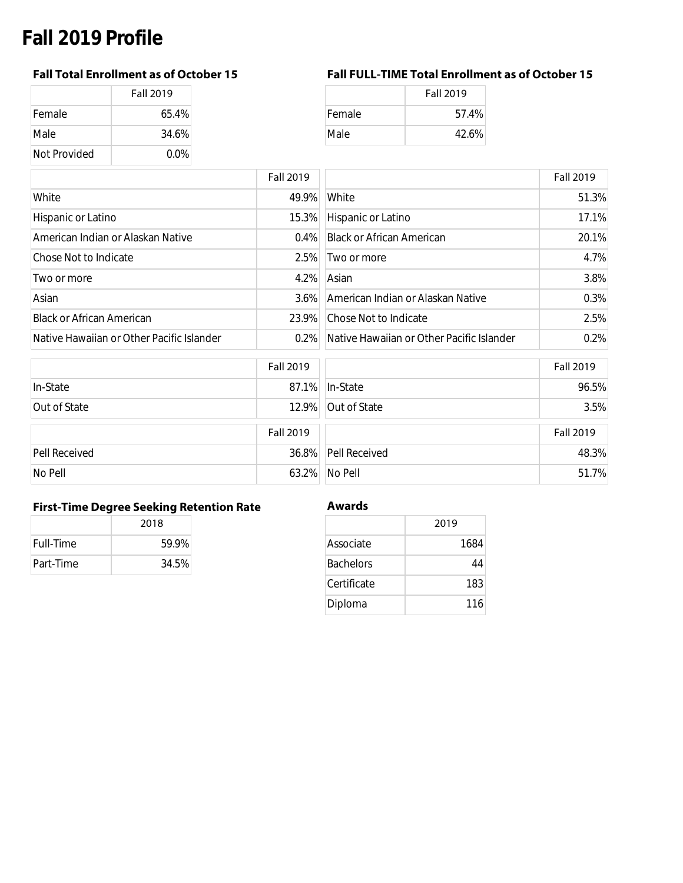# Fall 2019 Profile

### Fall Total Enrollment as of October 15

| | Fall 2019 |
|---|---|
| Female | 65.4% |
| Male | 34.6% |
| Not Provided | 0.0% |

| | Fall 2019 |
|---|---|
| White | 49.9% |
| Hispanic or Latino | 15.3% |
| American Indian or Alaskan Native | 0.4% |
| Chose Not to Indicate | 2.5% |
| Two or more | 4.2% |
| Asian | 3.6% |
| Black or African American | 23.9% |
| Native Hawaiian or Other Pacific Islander | 0.2% |

| | Fall 2019 |
|---|---|
| In-State | 87.1% |
| Out of State | 12.9% |

| | Fall 2019 |
|---|---|
| Pell Received | 36.8% |
| No Pell | 63.2% |

### Fall FULL-TIME Total Enrollment as of October 15

| | Fall 2019 |
|---|---|
| Female | 57.4% |
| Male | 42.6% |

| | Fall 2019 |
|---|---|
| White | 51.3% |
| Hispanic or Latino | 17.1% |
| Black or African American | 20.1% |
| Two or more | 4.7% |
| Asian | 3.8% |
| American Indian or Alaskan Native | 0.3% |
| Chose Not to Indicate | 2.5% |
| Native Hawaiian or Other Pacific Islander | 0.2% |

| | Fall 2019 |
|---|---|
| In-State | 96.5% |
| Out of State | 3.5% |

| | Fall 2019 |
|---|---|
| Pell Received | 48.3% |
| No Pell | 51.7% |

### First-Time Degree Seeking Retention Rate

| | 2018 |
|---|---|
| Full-Time | 59.9% |
| Part-Time | 34.5% |

### Awards

| | 2019 |
|---|---|
| Associate | 1684 |
| Bachelors | 44 |
| Certificate | 183 |
| Diploma | 116 |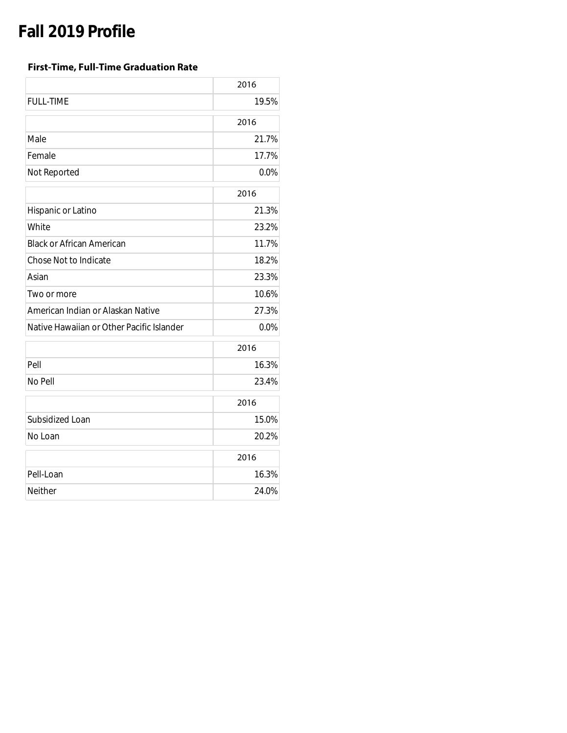# Fall 2019 Profile

### First-Time, Full-Time Graduation Rate

| | 2016 |
|---|---|
| FULL-TIME | 19.5% |

| | 2016 |
|---|---|
| Male | 21.7% |
| Female | 17.7% |
| Not Reported | 0.0% |

| | 2016 |
|---|---|
| Hispanic or Latino | 21.3% |
| White | 23.2% |
| Black or African American | 11.7% |
| Chose Not to Indicate | 18.2% |
| Asian | 23.3% |
| Two or more | 10.6% |
| American Indian or Alaskan Native | 27.3% |
| Native Hawaiian or Other Pacific Islander | 0.0% |

| | 2016 |
|---|---|
| Pell | 16.3% |
| No Pell | 23.4% |

| | 2016 |
|---|---|
| Subsidized Loan | 15.0% |
| No Loan | 20.2% |

| | 2016 |
|---|---|
| Pell-Loan | 16.3% |
| Neither | 24.0% |